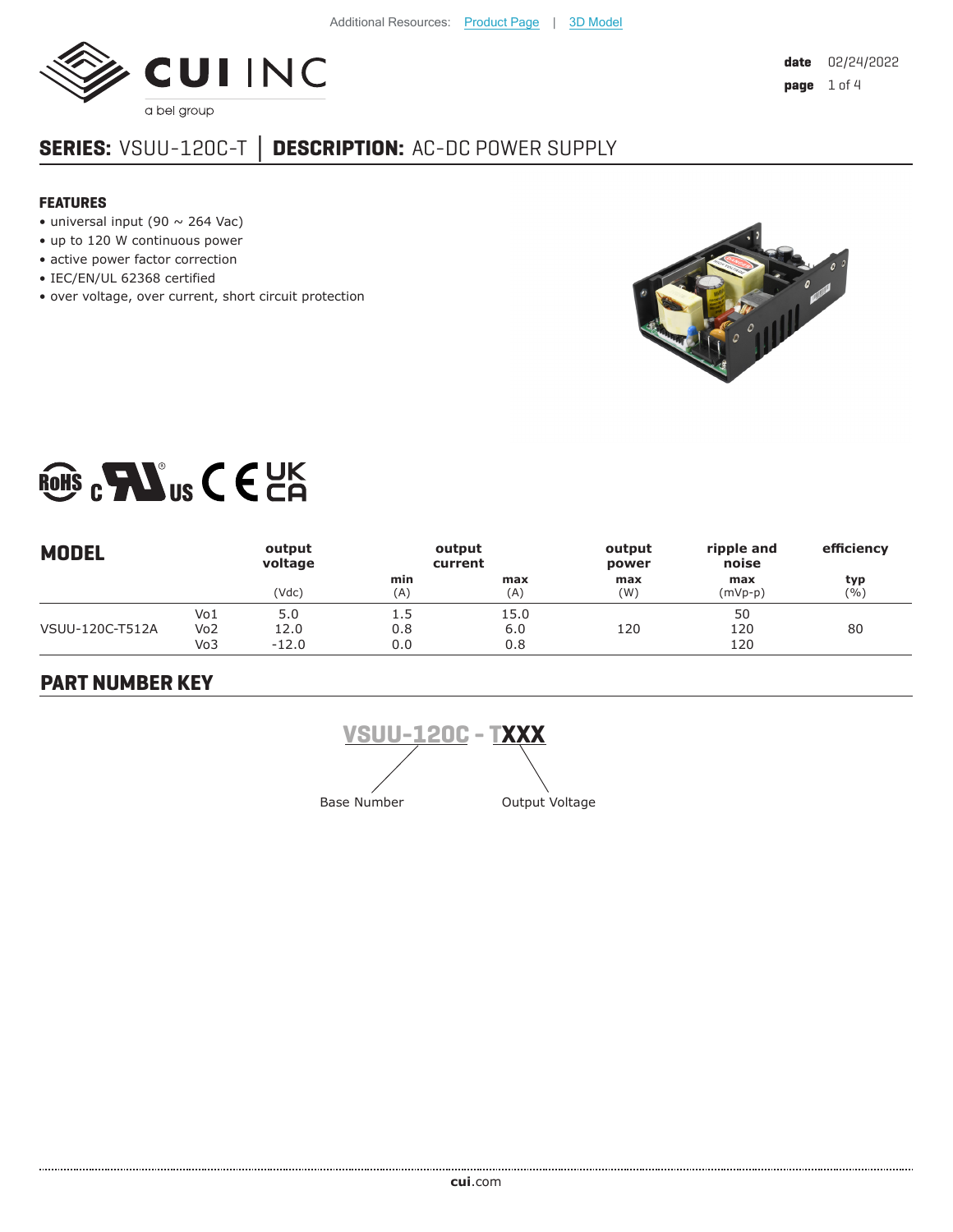Additional Resources: Product Page | 3D Model

date 02/24/2022

# SERIES: VSUU-120C-T | DESCRIPTION: AC-DC POWER SUPPLY

## FEATURES

- universal input (90 ~ 264 Vac)
- up to 120 W continuous power
- active power factor correction
- IEC/EN/UL 62368 certified
- over voltage, over current, short circuit protection

| MODEL | | output voltage | output current | | output power | ripple and noise | efficiency |
|---|---|---|---|---|---|---|---|
| | | | min | max | max | max | typ |
| | | (Vdc) | (A) | (A) | (W) | (mVp-p) | (%) |
| VSUU-120C-T512A | Vo1 | 5.0 | 1.5 | 15.0 | 120 | 50 | 80 |
| | Vo2 | 12.0 | 0.8 | 6.0 | | 120 | |
| | Vo3 | -12.0 | 0.0 | 0.8 | | 120 | |

## PART NUMBER KEY

**VSUU-120C - TXXX**

Base Number: VSUU-120C

Output Voltage: XXX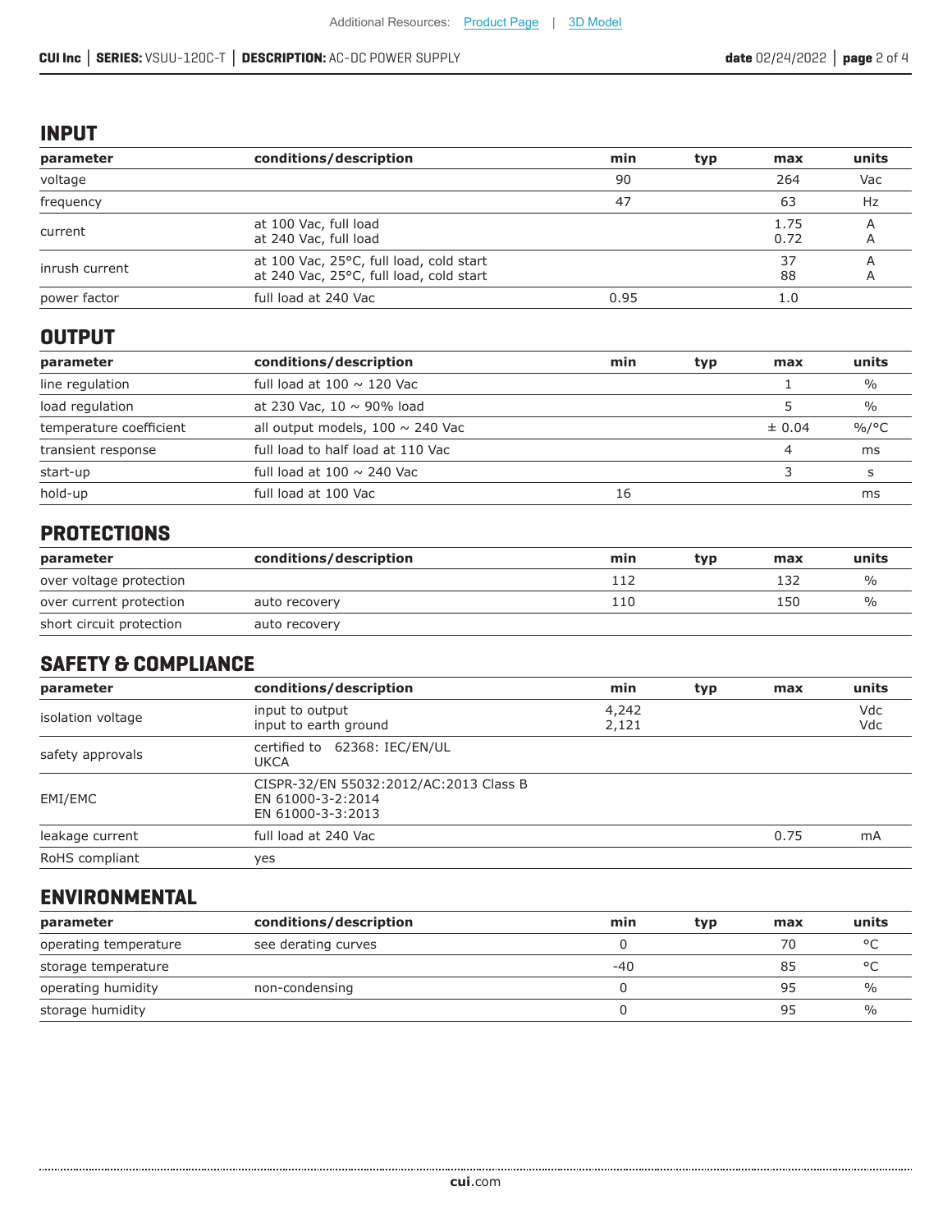## INPUT

| parameter | conditions/description | min | typ | max | units |
|---|---|---|---|---|---|
| voltage | | 90 | | 264 | Vac |
| frequency | | 47 | | 63 | Hz |
| current | at 100 Vac, full load<br>at 240 Vac, full load | | | 1.75<br>0.72 | A<br>A |
| inrush current | at 100 Vac, 25°C, full load, cold start<br>at 240 Vac, 25°C, full load, cold start | | | 37<br>88 | A<br>A |
| power factor | full load at 240 Vac | 0.95 | | 1.0 | |

## OUTPUT

| parameter | conditions/description | min | typ | max | units |
|---|---|---|---|---|---|
| line regulation | full load at 100 ~ 120 Vac | | | 1 | % |
| load regulation | at 230 Vac, 10 ~ 90% load | | | 5 | % |
| temperature coefficient | all output models, 100 ~ 240 Vac | | | ± 0.04 | %/°C |
| transient response | full load to half load at 110 Vac | | | 4 | ms |
| start-up | full load at 100 ~ 240 Vac | | | 3 | s |
| hold-up | full load at 100 Vac | 16 | | | ms |

## PROTECTIONS

| parameter | conditions/description | min | typ | max | units |
|---|---|---|---|---|---|
| over voltage protection | | 112 | | 132 | % |
| over current protection | auto recovery | 110 | | 150 | % |
| short circuit protection | auto recovery | | | | |

## SAFETY & COMPLIANCE

| parameter | conditions/description | min | typ | max | units |
|---|---|---|---|---|---|
| isolation voltage | input to output<br>input to earth ground | 4,242<br>2,121 | | | Vdc<br>Vdc |
| safety approvals | certified to 62368: IEC/EN/UL<br>UKCA | | | | |
| EMI/EMC | CISPR-32/EN 55032:2012/AC:2013 Class B<br>EN 61000-3-2:2014<br>EN 61000-3-3:2013 | | | | |
| leakage current | full load at 240 Vac | | | 0.75 | mA |
| RoHS compliant | yes | | | | |

## ENVIRONMENTAL

| parameter | conditions/description | min | typ | max | units |
|---|---|---|---|---|---|
| operating temperature | see derating curves | 0 | | 70 | °C |
| storage temperature | | -40 | | 85 | °C |
| operating humidity | non-condensing | 0 | | 95 | % |
| storage humidity | | 0 | | 95 | % |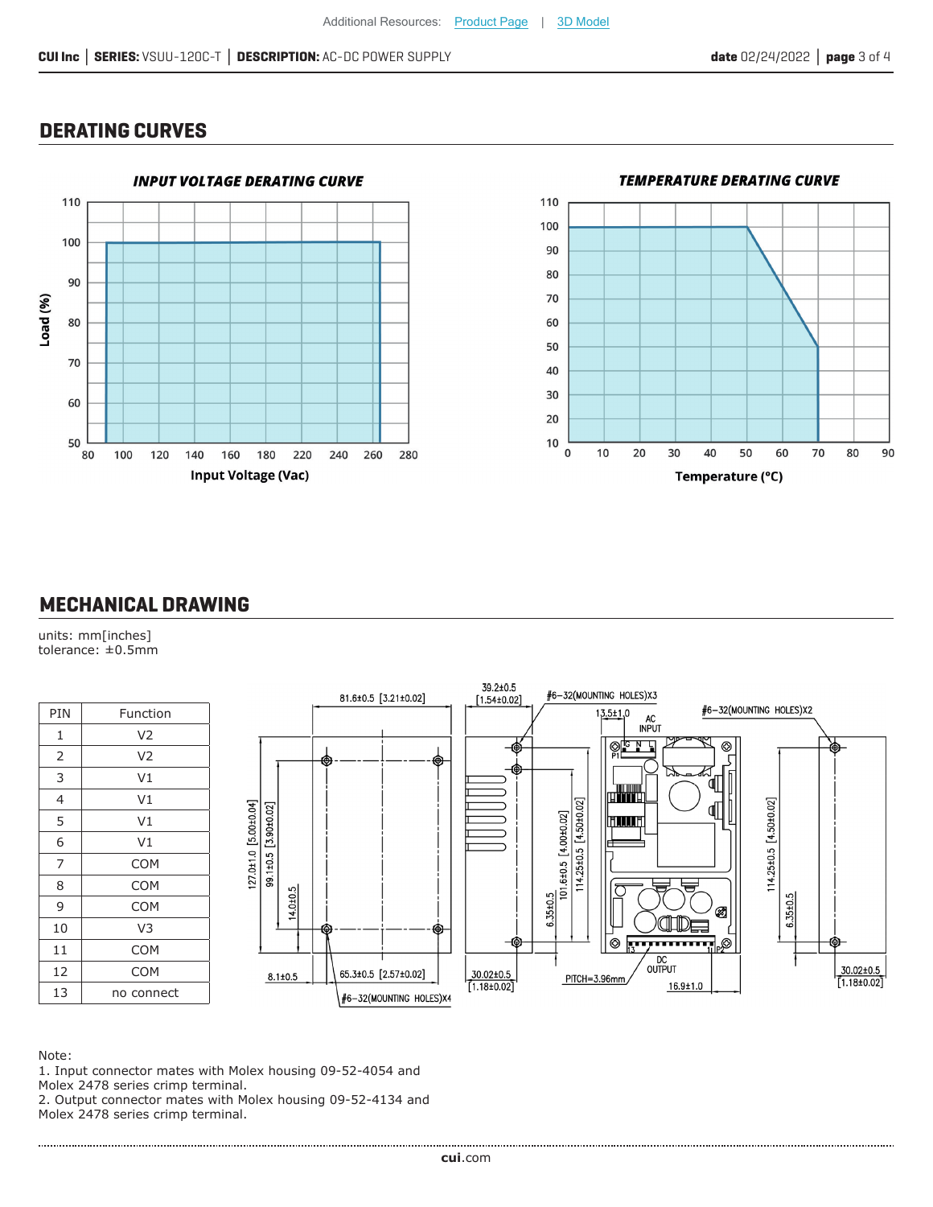## DERATING CURVES

**INPUT VOLTAGE DERATING CURVE**

**TEMPERATURE DERATING CURVE**

## MECHANICAL DRAWING

units: mm[inches]
tolerance: ±0.5mm

| PIN | Function |
|---|---|
| 1 | V2 |
| 2 | V2 |
| 3 | V1 |
| 4 | V1 |
| 5 | V1 |
| 6 | V1 |
| 7 | COM |
| 8 | COM |
| 9 | COM |
| 10 | V3 |
| 11 | COM |
| 12 | COM |
| 13 | no connect |

Note:
1. Input connector mates with Molex housing 09-52-4054 and Molex 2478 series crimp terminal.
2. Output connector mates with Molex housing 09-52-4134 and Molex 2478 series crimp terminal.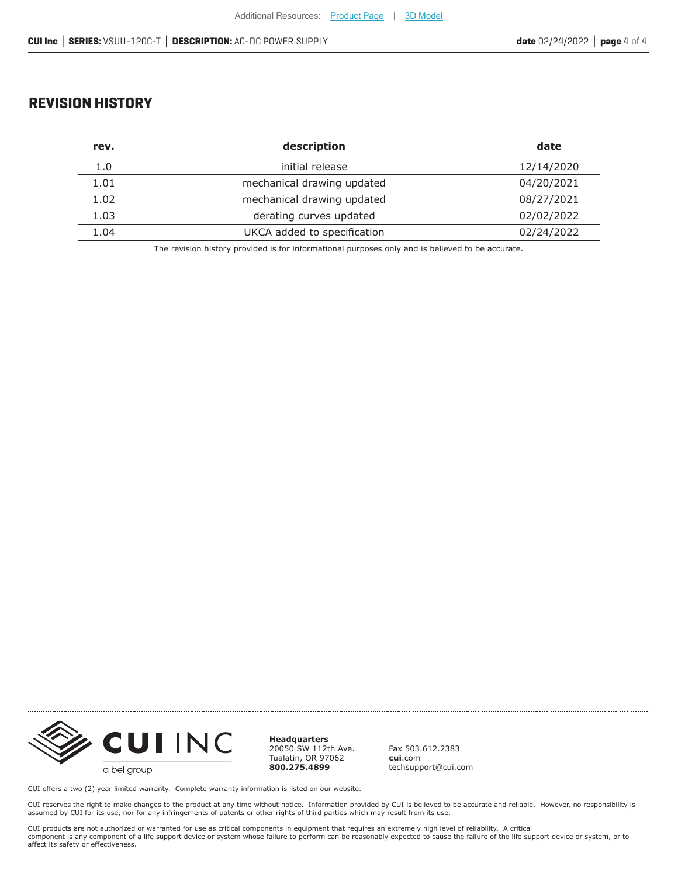## REVISION HISTORY

| rev. | description | date |
| --- | --- | --- |
| 1.0 | initial release | 12/14/2020 |
| 1.01 | mechanical drawing updated | 04/20/2021 |
| 1.02 | mechanical drawing updated | 08/27/2021 |
| 1.03 | derating curves updated | 02/02/2022 |
| 1.04 | UKCA added to specification | 02/24/2022 |

The revision history provided is for informational purposes only and is believed to be accurate.

CUI INC
a bel group

**Headquarters**
20050 SW 112th Ave.
Tualatin, OR 97062
**800.275.4899**

Fax 503.612.2383
**cui**.com
techsupport@cui.com

CUI offers a two (2) year limited warranty. Complete warranty information is listed on our website.

CUI reserves the right to make changes to the product at any time without notice. Information provided by CUI is believed to be accurate and reliable. However, no responsibility is assumed by CUI for its use, nor for any infringements of patents or other rights of third parties which may result from its use.

CUI products are not authorized or warranted for use as critical components in equipment that requires an extremely high level of reliability. A critical component is any component of a life support device or system whose failure to perform can be reasonably expected to cause the failure of the life support device or system, or to affect its safety or effectiveness.